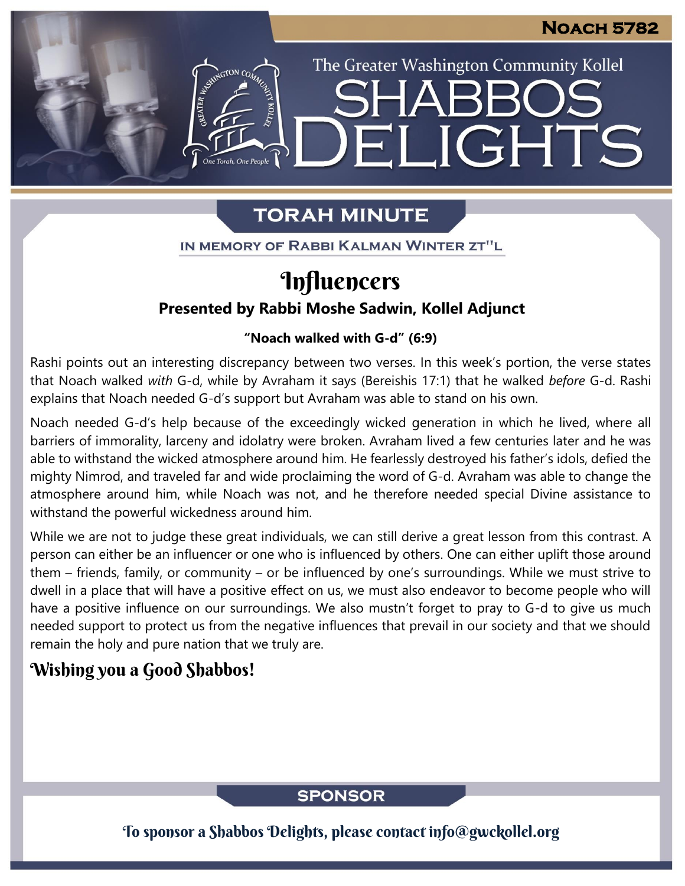Noach 5782

The Greater Washington Community Kollel

# SHABBOS DELIGHTS

## TORAH MINUTE

IN MEMORY OF RABBI KALMAN WINTER ZT"L

# Influencers

### Presented by Rabbi Moshe Sadwin, Kollel Adjunct

**"Noach walked with G-d" (6:9)**

Rashi points out an interesting discrepancy between two verses. In this week's portion, the verse states that Noach walked *with* G-d, while by Avraham it says (Bereishis 17:1) that he walked *before* G-d. Rashi explains that Noach needed G-d's support but Avraham was able to stand on his own.

Noach needed G-d's help because of the exceedingly wicked generation in which he lived, where all barriers of immorality, larceny and idolatry were broken. Avraham lived a few centuries later and he was able to withstand the wicked atmosphere around him. He fearlessly destroyed his father's idols, defied the mighty Nimrod, and traveled far and wide proclaiming the word of G-d. Avraham was able to change the atmosphere around him, while Noach was not, and he therefore needed special Divine assistance to withstand the powerful wickedness around him.

While we are not to judge these great individuals, we can still derive a great lesson from this contrast. A person can either be an influencer or one who is influenced by others. One can either uplift those around them – friends, family, or community – or be influenced by one's surroundings. While we must strive to dwell in a place that will have a positive effect on us, we must also endeavor to become people who will have a positive influence on our surroundings. We also mustn't forget to pray to G-d to give us much needed support to protect us from the negative influences that prevail in our society and that we should remain the holy and pure nation that we truly are.

## Wishing you a Good Shabbos!

## SPONSOR

To sponsor a Shabbos Delights, please contact info@gwckollel.org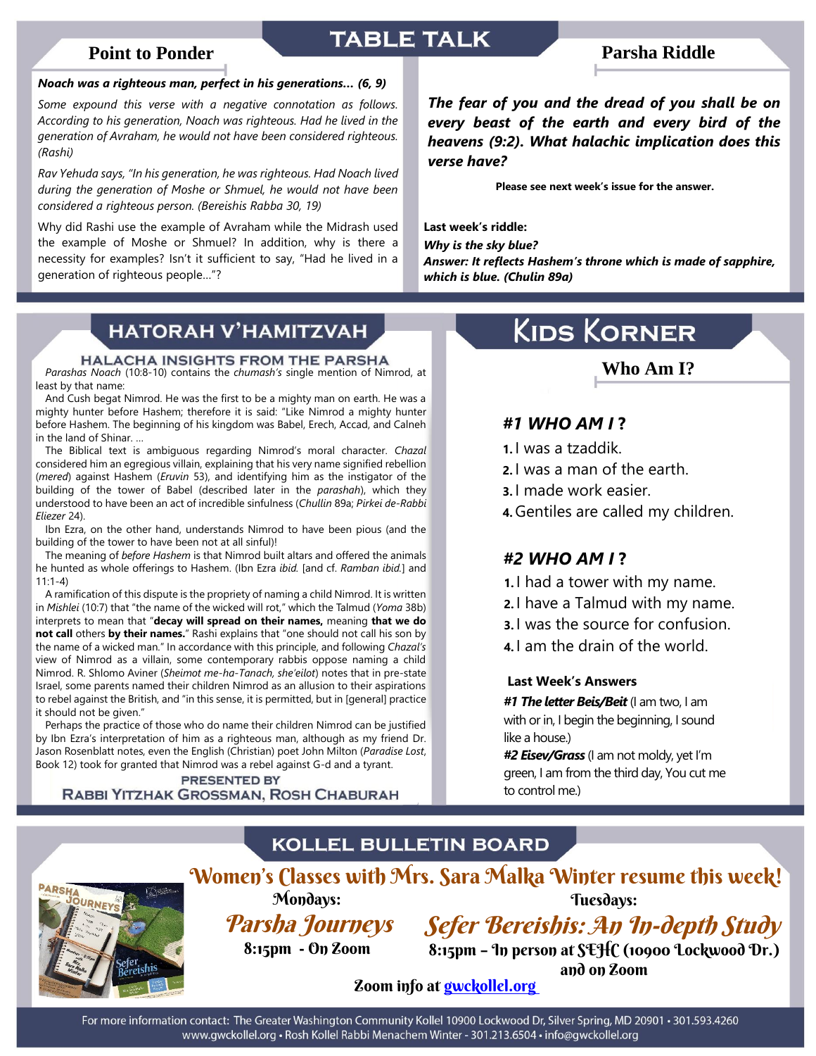# TABLE TALK

## Point to Ponder

***Noach was a righteous man, perfect in his generations… (6, 9)***

*Some expound this verse with a negative connotation as follows. According to his generation, Noach was righteous. Had he lived in the generation of Avraham, he would not have been considered righteous. (Rashi)*

*Rav Yehuda says, "In his generation, he was righteous. Had Noach lived during the generation of Moshe or Shmuel, he would not have been considered a righteous person. (Bereishis Rabba 30, 19)*

Why did Rashi use the example of Avraham while the Midrash used the example of Moshe or Shmuel? In addition, why is there a necessity for examples? Isn't it sufficient to say, "Had he lived in a generation of righteous people…"?

## Parsha Riddle

***The fear of you and the dread of you shall be on every beast of the earth and every bird of the heavens (9:2). What halachic implication does this verse have?***

**Please see next week's issue for the answer.**

**Last week's riddle:**

***Why is the sky blue?***

***Answer: It reflects Hashem's throne which is made of sapphire, which is blue. (Chulin 89a)***

# HATORAH V'HAMITZVAH

## HALACHA INSIGHTS FROM THE PARSHA

*Parashas Noach* (10:8-10) contains the *chumash's* single mention of Nimrod, at least by that name:

And Cush begat Nimrod. He was the first to be a mighty man on earth. He was a mighty hunter before Hashem; therefore it is said: "Like Nimrod a mighty hunter before Hashem. The beginning of his kingdom was Babel, Erech, Accad, and Calneh in the land of Shinar. …

The Biblical text is ambiguous regarding Nimrod's moral character. *Chazal* considered him an egregious villain, explaining that his very name signified rebellion (*mered*) against Hashem (*Eruvin* 53), and identifying him as the instigator of the building of the tower of Babel (described later in the *parashah*), which they understood to have been an act of incredible sinfulness (*Chullin* 89a; *Pirkei de-Rabbi Eliezer* 24).

Ibn Ezra, on the other hand, understands Nimrod to have been pious (and the building of the tower to have been not at all sinful)!

The meaning of *before Hashem* is that Nimrod built altars and offered the animals he hunted as whole offerings to Hashem. (Ibn Ezra *ibid.* [and cf. *Ramban ibid.*] and 11:1-4)

A ramification of this dispute is the propriety of naming a child Nimrod. It is written in *Mishlei* (10:7) that "the name of the wicked will rot," which the Talmud (*Yoma* 38b) interprets to mean that "**decay will spread on their names,** meaning **that we do not call** others **by their names.**" Rashi explains that "one should not call his son by the name of a wicked man." In accordance with this principle, and following *Chazal's* view of Nimrod as a villain, some contemporary rabbis oppose naming a child Nimrod. R. Shlomo Aviner (*Sheimot me-ha-Tanach, she'eilot*) notes that in pre-state Israel, some parents named their children Nimrod as an allusion to their aspirations to rebel against the British, and "in this sense, it is permitted, but in [general] practice it should not be given."

Perhaps the practice of those who do name their children Nimrod can be justified by Ibn Ezra's interpretation of him as a righteous man, although as my friend Dr. Jason Rosenblatt notes, even the English (Christian) poet John Milton (*Paradise Lost*, Book 12) took for granted that Nimrod was a rebel against G-d and a tyrant.

PRESENTED BY
RABBI YITZHAK GROSSMAN, ROSH CHABURAH

# KIDS KORNER

## Who Am I?

### #1 WHO AM I ?

1. I was a tzaddik.
2. I was a man of the earth.
3. I made work easier.
4. Gentiles are called my children.

### #2 WHO AM I ?

1. I had a tower with my name.
2. I have a Talmud with my name.
3. I was the source for confusion.
4. I am the drain of the world.

**Last Week's Answers**

***#1 The letter Beis/Beit*** (I am two, I am with or in, I begin the beginning, I sound like a house.)

***#2 Eisev/Grass*** (I am not moldy, yet I'm green, I am from the third day, You cut me to control me.)

# KOLLEL BULLETIN BOARD

## Women's Classes with Mrs. Sara Malka Winter resume this week!

**Mondays:**
*Parsha Journeys*
8:15pm - On Zoom

**Tuesdays:**
*Sefer Bereishis: An In-depth Study*
8:15pm – In person at SEHC (10900 Lockwood Dr.) and on Zoom

Zoom info at gwckollel.org

For more information contact: The Greater Washington Community Kollel 10900 Lockwood Dr, Silver Spring, MD 20901 • 301.593.4260
www.gwckollel.org • Rosh Kollel Rabbi Menachem Winter - 301.213.6504 • info@gwckollel.org